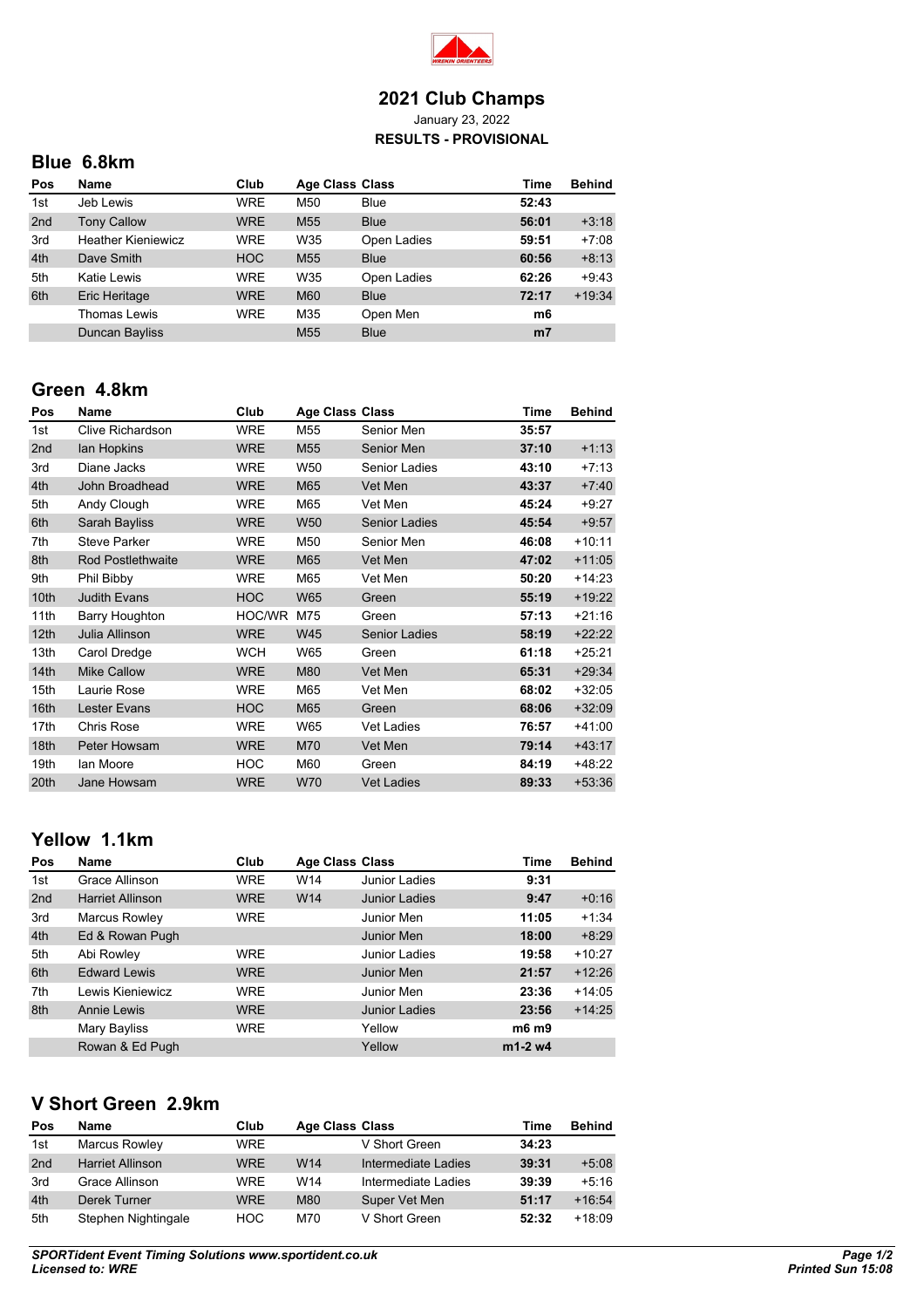# 2021 Club Champs

January 23, 2022

**RESULTS - PROVISIONAL**

## Blue 6.8km

| Pos | Name | Club | Age Class | Class | Time | Behind |
|---|---|---|---|---|---|---|
| 1st | Jeb Lewis | WRE | M50 | Blue | **52:43** | |
| 2nd | Tony Callow | WRE | M55 | Blue | **56:01** | +3:18 |
| 3rd | Heather Kieniewicz | WRE | W35 | Open Ladies | **59:51** | +7:08 |
| 4th | Dave Smith | HOC | M55 | Blue | **60:56** | +8:13 |
| 5th | Katie Lewis | WRE | W35 | Open Ladies | **62:26** | +9:43 |
| 6th | Eric Heritage | WRE | M60 | Blue | **72:17** | +19:34 |
| | Thomas Lewis | WRE | M35 | Open Men | **m6** | |
| | Duncan Bayliss | | M55 | Blue | **m7** | |

## Green 4.8km

| Pos | Name | Club | Age Class | Class | Time | Behind |
|---|---|---|---|---|---|---|
| 1st | Clive Richardson | WRE | M55 | Senior Men | **35:57** | |
| 2nd | Ian Hopkins | WRE | M55 | Senior Men | **37:10** | +1:13 |
| 3rd | Diane Jacks | WRE | W50 | Senior Ladies | **43:10** | +7:13 |
| 4th | John Broadhead | WRE | M65 | Vet Men | **43:37** | +7:40 |
| 5th | Andy Clough | WRE | M65 | Vet Men | **45:24** | +9:27 |
| 6th | Sarah Bayliss | WRE | W50 | Senior Ladies | **45:54** | +9:57 |
| 7th | Steve Parker | WRE | M50 | Senior Men | **46:08** | +10:11 |
| 8th | Rod Postlethwaite | WRE | M65 | Vet Men | **47:02** | +11:05 |
| 9th | Phil Bibby | WRE | M65 | Vet Men | **50:20** | +14:23 |
| 10th | Judith Evans | HOC | W65 | Green | **55:19** | +19:22 |
| 11th | Barry Houghton | HOC/WR | M75 | Green | **57:13** | +21:16 |
| 12th | Julia Allinson | WRE | W45 | Senior Ladies | **58:19** | +22:22 |
| 13th | Carol Dredge | WCH | W65 | Green | **61:18** | +25:21 |
| 14th | Mike Callow | WRE | M80 | Vet Men | **65:31** | +29:34 |
| 15th | Laurie Rose | WRE | M65 | Vet Men | **68:02** | +32:05 |
| 16th | Lester Evans | HOC | M65 | Green | **68:06** | +32:09 |
| 17th | Chris Rose | WRE | W65 | Vet Ladies | **76:57** | +41:00 |
| 18th | Peter Howsam | WRE | M70 | Vet Men | **79:14** | +43:17 |
| 19th | Ian Moore | HOC | M60 | Green | **84:19** | +48:22 |
| 20th | Jane Howsam | WRE | W70 | Vet Ladies | **89:33** | +53:36 |

## Yellow 1.1km

| Pos | Name | Club | Age Class | Class | Time | Behind |
|---|---|---|---|---|---|---|
| 1st | Grace Allinson | WRE | W14 | Junior Ladies | **9:31** | |
| 2nd | Harriet Allinson | WRE | W14 | Junior Ladies | **9:47** | +0:16 |
| 3rd | Marcus Rowley | WRE | | Junior Men | **11:05** | +1:34 |
| 4th | Ed & Rowan Pugh | | | Junior Men | **18:00** | +8:29 |
| 5th | Abi Rowley | WRE | | Junior Ladies | **19:58** | +10:27 |
| 6th | Edward Lewis | WRE | | Junior Men | **21:57** | +12:26 |
| 7th | Lewis Kieniewicz | WRE | | Junior Men | **23:36** | +14:05 |
| 8th | Annie Lewis | WRE | | Junior Ladies | **23:56** | +14:25 |
| | Mary Bayliss | WRE | | Yellow | **m6 m9** | |
| | Rowan & Ed Pugh | | | Yellow | **m1-2 w4** | |

## V Short Green 2.9km

| Pos | Name | Club | Age Class | Class | Time | Behind |
|---|---|---|---|---|---|---|
| 1st | Marcus Rowley | WRE | | V Short Green | **34:23** | |
| 2nd | Harriet Allinson | WRE | W14 | Intermediate Ladies | **39:31** | +5:08 |
| 3rd | Grace Allinson | WRE | W14 | Intermediate Ladies | **39:39** | +5:16 |
| 4th | Derek Turner | WRE | M80 | Super Vet Men | **51:17** | +16:54 |
| 5th | Stephen Nightingale | HOC | M70 | V Short Green | **52:32** | +18:09 |

***SPORTident Event Timing Solutions www.sportident.co.uk***
***Licensed to: WRE***

***Printed Sun 15:08***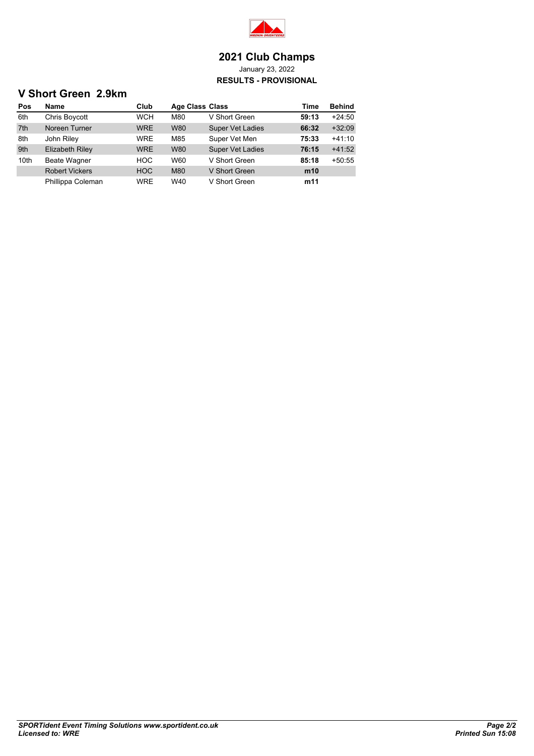## 2021 Club Champs

January 23, 2022

**RESULTS - PROVISIONAL**

### V Short Green 2.9km

| Pos | Name | Club | Age Class | Class | Time | Behind |
|---|---|---|---|---|---|---|
| 6th | Chris Boycott | WCH | M80 | V Short Green | **59:13** | +24:50 |
| 7th | Noreen Turner | WRE | W80 | Super Vet Ladies | **66:32** | +32:09 |
| 8th | John Riley | WRE | M85 | Super Vet Men | **75:33** | +41:10 |
| 9th | Elizabeth Riley | WRE | W80 | Super Vet Ladies | **76:15** | +41:52 |
| 10th | Beate Wagner | HOC | W60 | V Short Green | **85:18** | +50:55 |
| | Robert Vickers | HOC | M80 | V Short Green | **m10** | |
| | Phillippa Coleman | WRE | W40 | V Short Green | **m11** | |

***SPORTident Event Timing Solutions www.sportident.co.uk***
***Licensed to: WRE***

***Printed Sun 15:08***